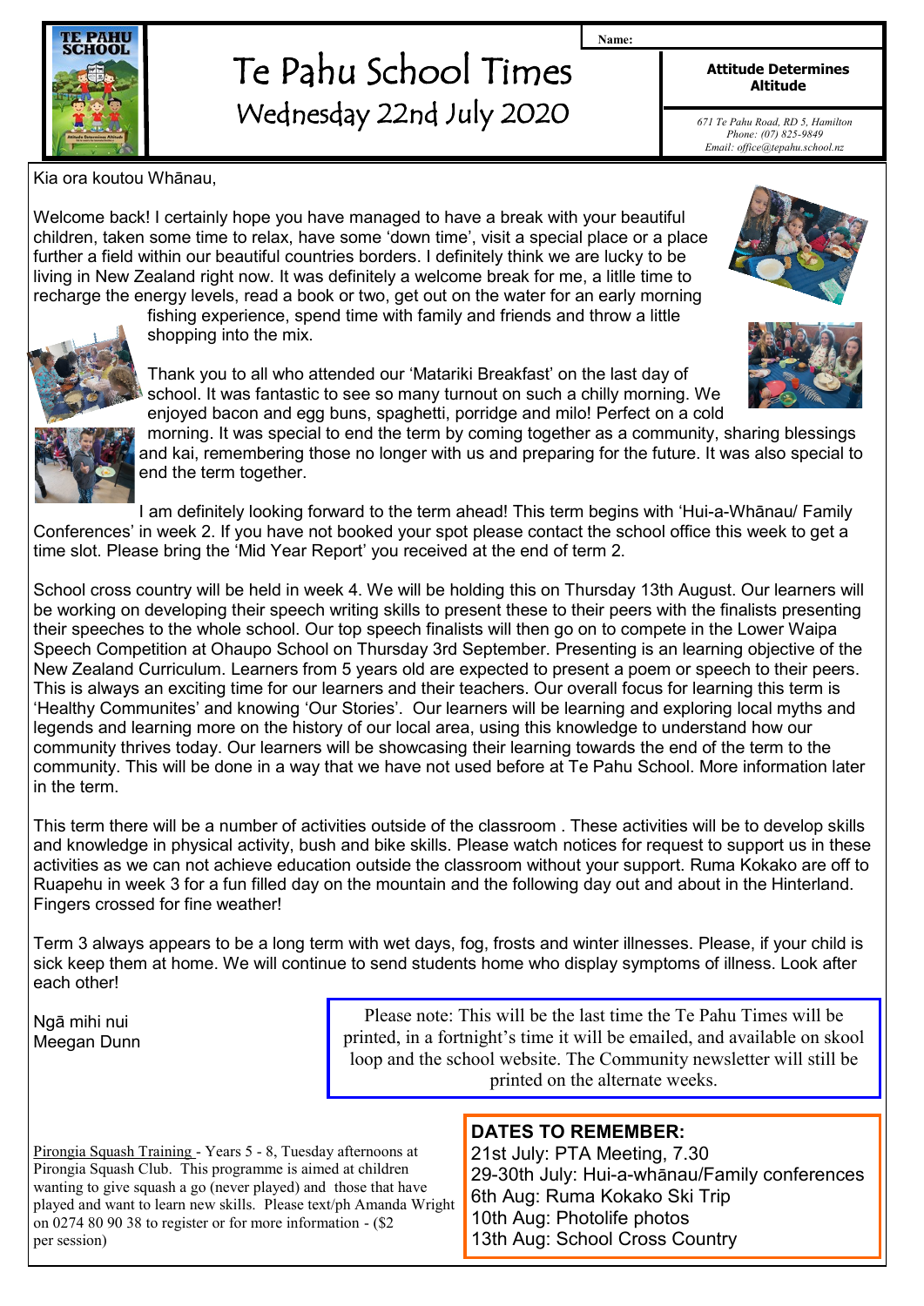# Te Pahu School Times

## Wednesday 22nd July 2020

Name:

**Attitude Determines Altitude**

*671 Te Pahu Road, RD 5, Hamilton*
*Phone: (07) 825-9849*
*Email: office@tepahu.school.nz*

Kia ora koutou Whānau,

Welcome back! I certainly hope you have managed to have a break with your beautiful children, taken some time to relax, have some 'down time', visit a special place or a place further a field within our beautiful countries borders. I definitely think we are lucky to be living in New Zealand right now. It was definitely a welcome break for me, a litlle time to recharge the energy levels, read a book or two, get out on the water for an early morning fishing experience, spend time with family and friends and throw a little shopping into the mix.

Thank you to all who attended our 'Matariki Breakfast' on the last day of school. It was fantastic to see so many turnout on such a chilly morning. We enjoyed bacon and egg buns, spaghetti, porridge and milo! Perfect on a cold morning. It was special to end the term by coming together as a community, sharing blessings and kai, remembering those no longer with us and preparing for the future. It was also special to end the term together.

I am definitely looking forward to the term ahead! This term begins with 'Hui-a-Whānau/ Family Conferences' in week 2. If you have not booked your spot please contact the school office this week to get a time slot. Please bring the 'Mid Year Report' you received at the end of term 2.

School cross country will be held in week 4. We will be holding this on Thursday 13th August. Our learners will be working on developing their speech writing skills to present these to their peers with the finalists presenting their speeches to the whole school. Our top speech finalists will then go on to compete in the Lower Waipa Speech Competition at Ohaupo School on Thursday 3rd September. Presenting is an learning objective of the New Zealand Curriculum. Learners from 5 years old are expected to present a poem or speech to their peers. This is always an exciting time for our learners and their teachers. Our overall focus for learning this term is 'Healthy Communites' and knowing 'Our Stories'. Our learners will be learning and exploring local myths and legends and learning more on the history of our local area, using this knowledge to understand how our community thrives today. Our learners will be showcasing their learning towards the end of the term to the community. This will be done in a way that we have not used before at Te Pahu School. More information later in the term.

This term there will be a number of activities outside of the classroom . These activities will be to develop skills and knowledge in physical activity, bush and bike skills. Please watch notices for request to support us in these activities as we can not achieve education outside the classroom without your support. Ruma Kokako are off to Ruapehu in week 3 for a fun filled day on the mountain and the following day out and about in the Hinterland. Fingers crossed for fine weather!

Term 3 always appears to be a long term with wet days, fog, frosts and winter illnesses. Please, if your child is sick keep them at home. We will continue to send students home who display symptoms of illness. Look after each other!

Ngā mihi nui
Meegan Dunn

Please note: This will be the last time the Te Pahu Times will be printed, in a fortnight's time it will be emailed, and available on skool loop and the school website. The Community newsletter will still be printed on the alternate weeks.

Pirongia Squash Training - Years 5 - 8, Tuesday afternoons at Pirongia Squash Club. This programme is aimed at children wanting to give squash a go (never played) and those that have played and want to learn new skills. Please text/ph Amanda Wright on 0274 80 90 38 to register or for more information - ($2 per session)

**DATES TO REMEMBER:**
21st July: PTA Meeting, 7.30
29-30th July: Hui-a-whānau/Family conferences
6th Aug: Ruma Kokako Ski Trip
10th Aug: Photolife photos
13th Aug: School Cross Country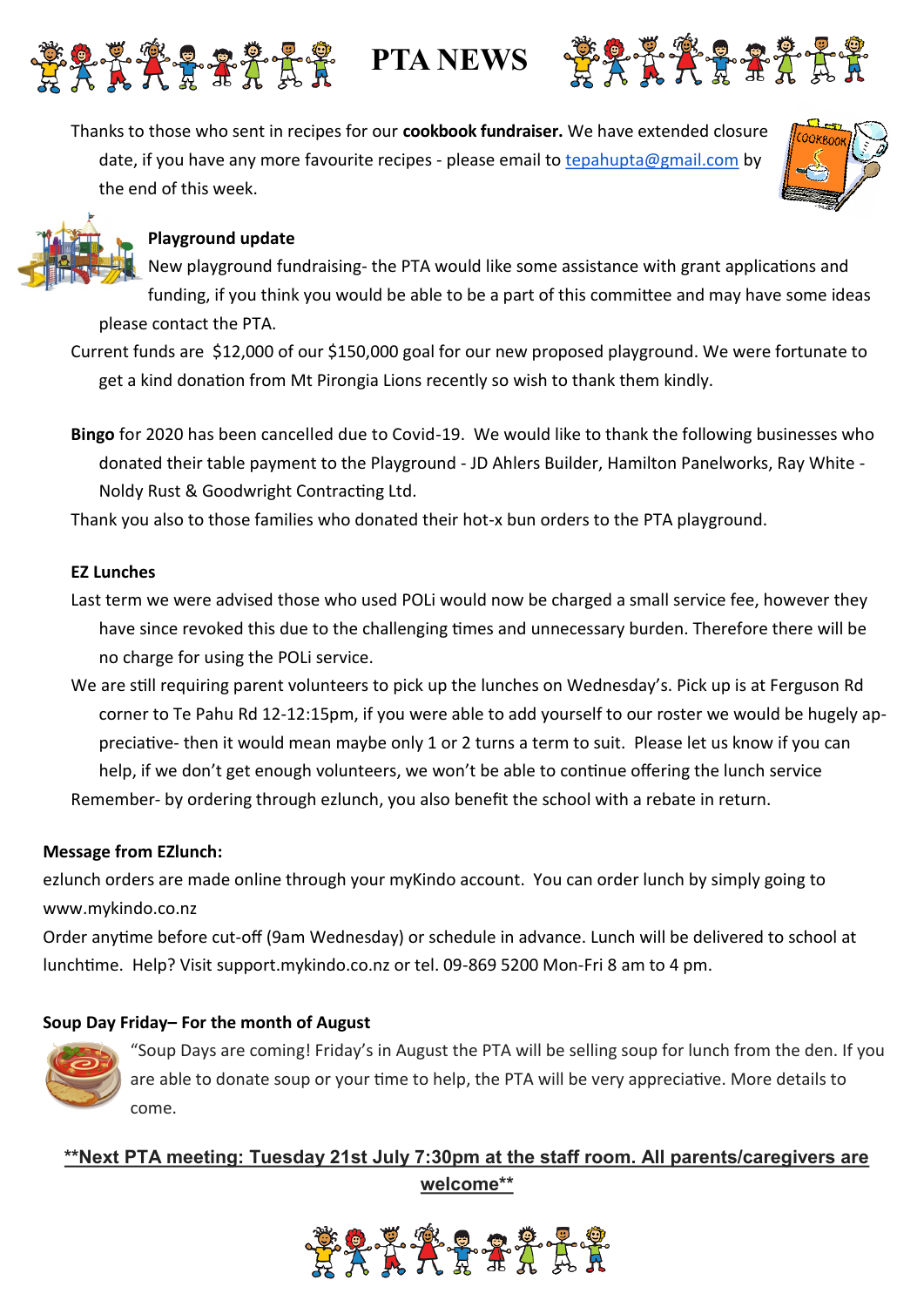# PTA NEWS

Thanks to those who sent in recipes for our **cookbook fundraiser.** We have extended closure date, if you have any more favourite recipes - please email to tepahupta@gmail.com by the end of this week.

**Playground update**

New playground fundraising- the PTA would like some assistance with grant applications and funding, if you think you would be able to be a part of this committee and may have some ideas please contact the PTA.

Current funds are $12,000 of our $150,000 goal for our new proposed playground. We were fortunate to get a kind donation from Mt Pirongia Lions recently so wish to thank them kindly.

**Bingo** for 2020 has been cancelled due to Covid-19. We would like to thank the following businesses who donated their table payment to the Playground - JD Ahlers Builder, Hamilton Panelworks, Ray White - Noldy Rust & Goodwright Contracting Ltd.

Thank you also to those families who donated their hot-x bun orders to the PTA playground.

**EZ Lunches**

Last term we were advised those who used POLi would now be charged a small service fee, however they have since revoked this due to the challenging times and unnecessary burden. Therefore there will be no charge for using the POLi service.

We are still requiring parent volunteers to pick up the lunches on Wednesday's. Pick up is at Ferguson Rd corner to Te Pahu Rd 12-12:15pm, if you were able to add yourself to our roster we would be hugely appreciative- then it would mean maybe only 1 or 2 turns a term to suit. Please let us know if you can help, if we don't get enough volunteers, we won't be able to continue offering the lunch service

Remember- by ordering through ezlunch, you also benefit the school with a rebate in return.

**Message from EZlunch:**

ezlunch orders are made online through your myKindo account. You can order lunch by simply going to www.mykindo.co.nz

Order anytime before cut-off (9am Wednesday) or schedule in advance. Lunch will be delivered to school at lunchtime. Help? Visit support.mykindo.co.nz or tel. 09-869 5200 Mon-Fri 8 am to 4 pm.

**Soup Day Friday– For the month of August**

"Soup Days are coming! Friday's in August the PTA will be selling soup for lunch from the den. If you are able to donate soup or your time to help, the PTA will be very appreciative. More details to come.

**\*\*Next PTA meeting: Tuesday 21st July 7:30pm at the staff room. All parents/caregivers are welcome\*\***